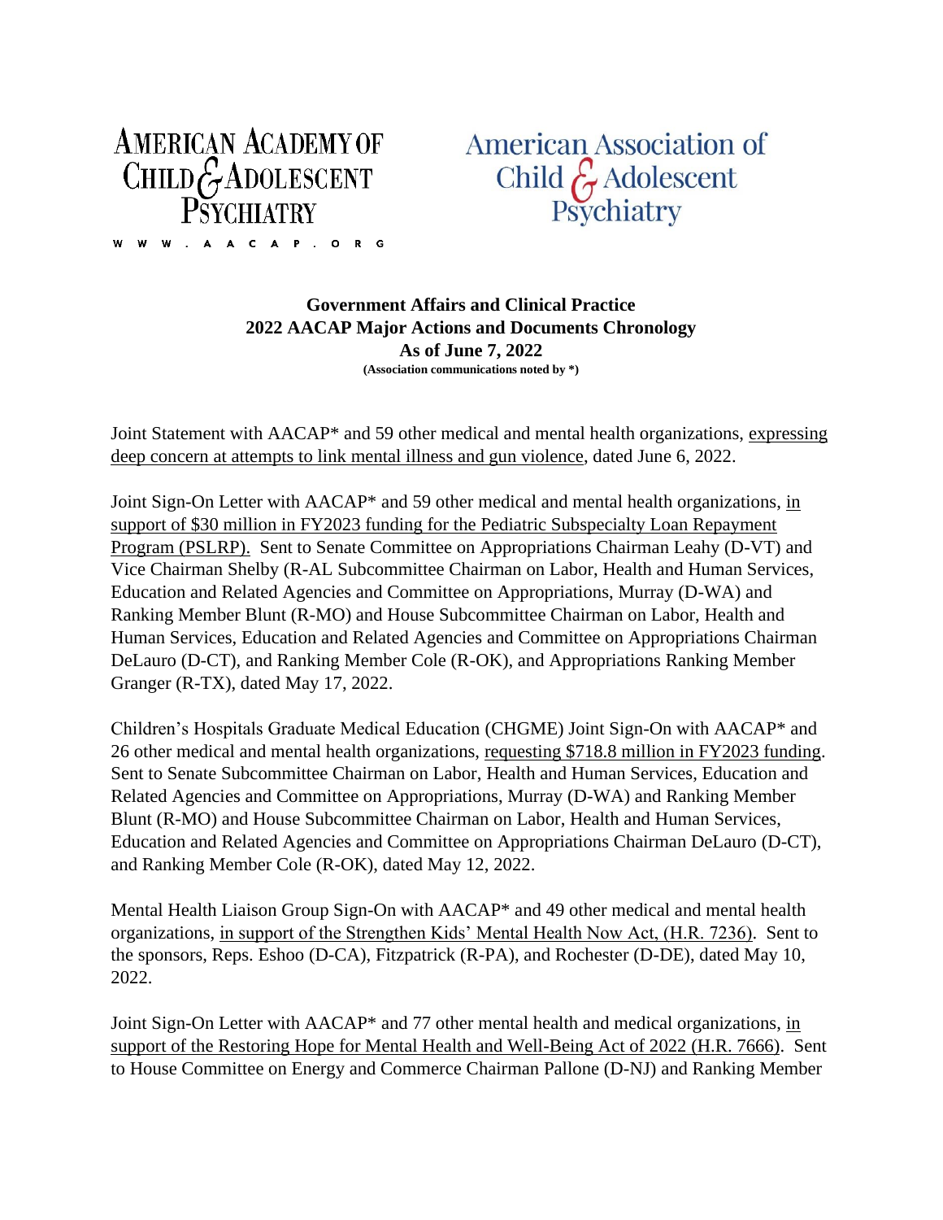AMERICAN ACADEMY OF CHILD & ADOLESCENT PSYCHIATRY

WWW.AACAP.ORG

American Association of Child & Adolescent Psychiatry

**Government Affairs and Clinical Practice**
**2022 AACAP Major Actions and Documents Chronology**
**As of June 7, 2022**
**(Association communications noted by *)**

Joint Statement with AACAP* and 59 other medical and mental health organizations, expressing deep concern at attempts to link mental illness and gun violence, dated June 6, 2022.

Joint Sign-On Letter with AACAP* and 59 other medical and mental health organizations, in support of $30 million in FY2023 funding for the Pediatric Subspecialty Loan Repayment Program (PSLRP). Sent to Senate Committee on Appropriations Chairman Leahy (D-VT) and Vice Chairman Shelby (R-AL Subcommittee Chairman on Labor, Health and Human Services, Education and Related Agencies and Committee on Appropriations, Murray (D-WA) and Ranking Member Blunt (R-MO) and House Subcommittee Chairman on Labor, Health and Human Services, Education and Related Agencies and Committee on Appropriations Chairman DeLauro (D-CT), and Ranking Member Cole (R-OK), and Appropriations Ranking Member Granger (R-TX), dated May 17, 2022.

Children's Hospitals Graduate Medical Education (CHGME) Joint Sign-On with AACAP* and 26 other medical and mental health organizations, requesting $718.8 million in FY2023 funding. Sent to Senate Subcommittee Chairman on Labor, Health and Human Services, Education and Related Agencies and Committee on Appropriations, Murray (D-WA) and Ranking Member Blunt (R-MO) and House Subcommittee Chairman on Labor, Health and Human Services, Education and Related Agencies and Committee on Appropriations Chairman DeLauro (D-CT), and Ranking Member Cole (R-OK), dated May 12, 2022.

Mental Health Liaison Group Sign-On with AACAP* and 49 other medical and mental health organizations, in support of the Strengthen Kids' Mental Health Now Act, (H.R. 7236). Sent to the sponsors, Reps. Eshoo (D-CA), Fitzpatrick (R-PA), and Rochester (D-DE), dated May 10, 2022.

Joint Sign-On Letter with AACAP* and 77 other mental health and medical organizations, in support of the Restoring Hope for Mental Health and Well-Being Act of 2022 (H.R. 7666). Sent to House Committee on Energy and Commerce Chairman Pallone (D-NJ) and Ranking Member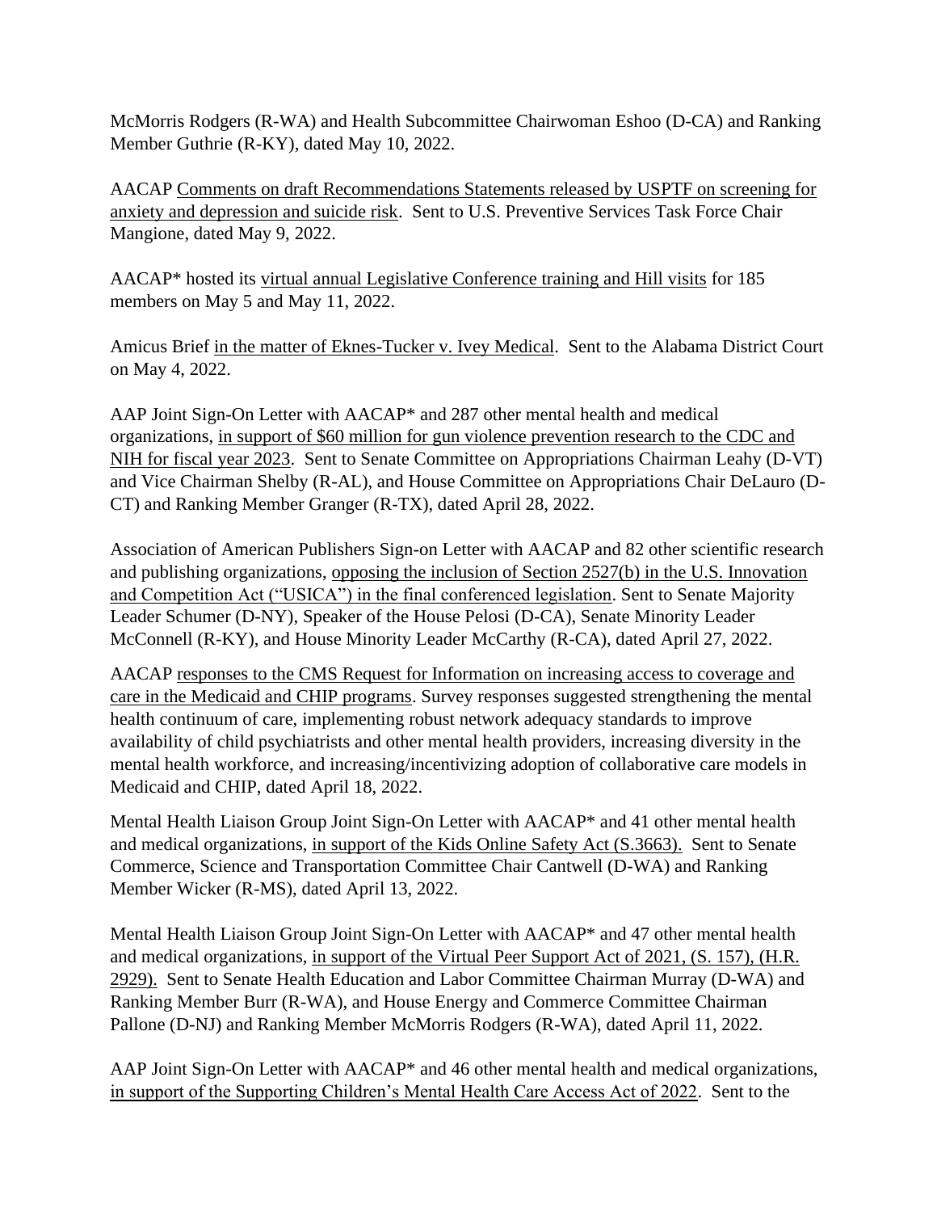McMorris Rodgers (R-WA) and Health Subcommittee Chairwoman Eshoo (D-CA) and Ranking Member Guthrie (R-KY), dated May 10, 2022.

AACAP Comments on draft Recommendations Statements released by USPTF on screening for anxiety and depression and suicide risk. Sent to U.S. Preventive Services Task Force Chair Mangione, dated May 9, 2022.

AACAP* hosted its virtual annual Legislative Conference training and Hill visits for 185 members on May 5 and May 11, 2022.

Amicus Brief in the matter of Eknes-Tucker v. Ivey Medical. Sent to the Alabama District Court on May 4, 2022.

AAP Joint Sign-On Letter with AACAP* and 287 other mental health and medical organizations, in support of $60 million for gun violence prevention research to the CDC and NIH for fiscal year 2023. Sent to Senate Committee on Appropriations Chairman Leahy (D-VT) and Vice Chairman Shelby (R-AL), and House Committee on Appropriations Chair DeLauro (D-CT) and Ranking Member Granger (R-TX), dated April 28, 2022.

Association of American Publishers Sign-on Letter with AACAP and 82 other scientific research and publishing organizations, opposing the inclusion of Section 2527(b) in the U.S. Innovation and Competition Act ("USICA") in the final conferenced legislation. Sent to Senate Majority Leader Schumer (D-NY), Speaker of the House Pelosi (D-CA), Senate Minority Leader McConnell (R-KY), and House Minority Leader McCarthy (R-CA), dated April 27, 2022.

AACAP responses to the CMS Request for Information on increasing access to coverage and care in the Medicaid and CHIP programs. Survey responses suggested strengthening the mental health continuum of care, implementing robust network adequacy standards to improve availability of child psychiatrists and other mental health providers, increasing diversity in the mental health workforce, and increasing/incentivizing adoption of collaborative care models in Medicaid and CHIP, dated April 18, 2022.

Mental Health Liaison Group Joint Sign-On Letter with AACAP* and 41 other mental health and medical organizations, in support of the Kids Online Safety Act (S.3663). Sent to Senate Commerce, Science and Transportation Committee Chair Cantwell (D-WA) and Ranking Member Wicker (R-MS), dated April 13, 2022.

Mental Health Liaison Group Joint Sign-On Letter with AACAP* and 47 other mental health and medical organizations, in support of the Virtual Peer Support Act of 2021, (S. 157), (H.R. 2929). Sent to Senate Health Education and Labor Committee Chairman Murray (D-WA) and Ranking Member Burr (R-WA), and House Energy and Commerce Committee Chairman Pallone (D-NJ) and Ranking Member McMorris Rodgers (R-WA), dated April 11, 2022.

AAP Joint Sign-On Letter with AACAP* and 46 other mental health and medical organizations, in support of the Supporting Children's Mental Health Care Access Act of 2022. Sent to the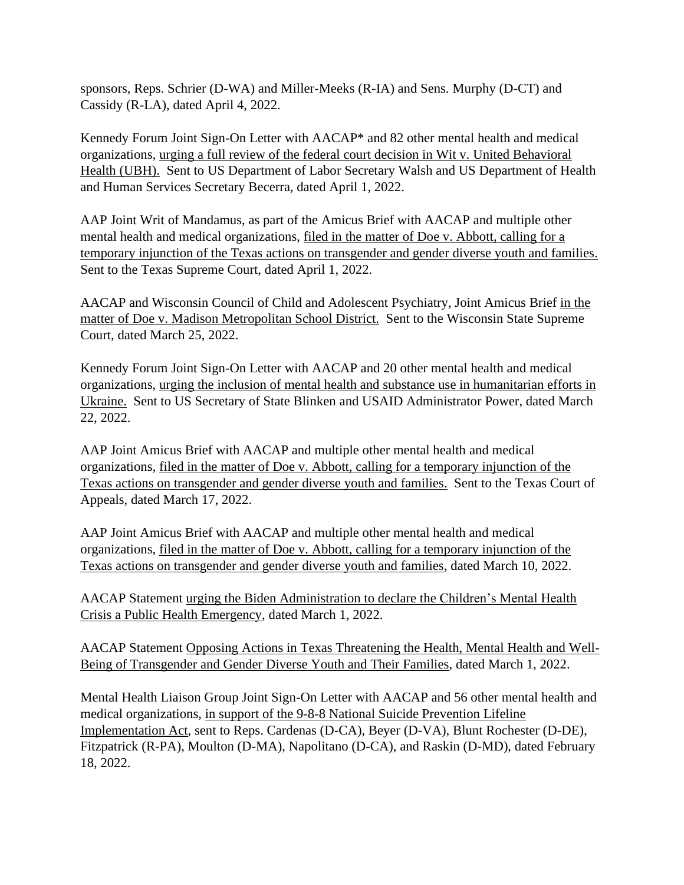sponsors, Reps. Schrier (D-WA) and Miller-Meeks (R-IA) and Sens. Murphy (D-CT) and Cassidy (R-LA), dated April 4, 2022.

Kennedy Forum Joint Sign-On Letter with AACAP* and 82 other mental health and medical organizations, urging a full review of the federal court decision in Wit v. United Behavioral Health (UBH). Sent to US Department of Labor Secretary Walsh and US Department of Health and Human Services Secretary Becerra, dated April 1, 2022.

AAP Joint Writ of Mandamus, as part of the Amicus Brief with AACAP and multiple other mental health and medical organizations, filed in the matter of Doe v. Abbott, calling for a temporary injunction of the Texas actions on transgender and gender diverse youth and families. Sent to the Texas Supreme Court, dated April 1, 2022.

AACAP and Wisconsin Council of Child and Adolescent Psychiatry, Joint Amicus Brief in the matter of Doe v. Madison Metropolitan School District. Sent to the Wisconsin State Supreme Court, dated March 25, 2022.

Kennedy Forum Joint Sign-On Letter with AACAP and 20 other mental health and medical organizations, urging the inclusion of mental health and substance use in humanitarian efforts in Ukraine. Sent to US Secretary of State Blinken and USAID Administrator Power, dated March 22, 2022.

AAP Joint Amicus Brief with AACAP and multiple other mental health and medical organizations, filed in the matter of Doe v. Abbott, calling for a temporary injunction of the Texas actions on transgender and gender diverse youth and families. Sent to the Texas Court of Appeals, dated March 17, 2022.

AAP Joint Amicus Brief with AACAP and multiple other mental health and medical organizations, filed in the matter of Doe v. Abbott, calling for a temporary injunction of the Texas actions on transgender and gender diverse youth and families, dated March 10, 2022.

AACAP Statement urging the Biden Administration to declare the Children's Mental Health Crisis a Public Health Emergency, dated March 1, 2022.

AACAP Statement Opposing Actions in Texas Threatening the Health, Mental Health and Well-Being of Transgender and Gender Diverse Youth and Their Families, dated March 1, 2022.

Mental Health Liaison Group Joint Sign-On Letter with AACAP and 56 other mental health and medical organizations, in support of the 9-8-8 National Suicide Prevention Lifeline Implementation Act, sent to Reps. Cardenas (D-CA), Beyer (D-VA), Blunt Rochester (D-DE), Fitzpatrick (R-PA), Moulton (D-MA), Napolitano (D-CA), and Raskin (D-MD), dated February 18, 2022.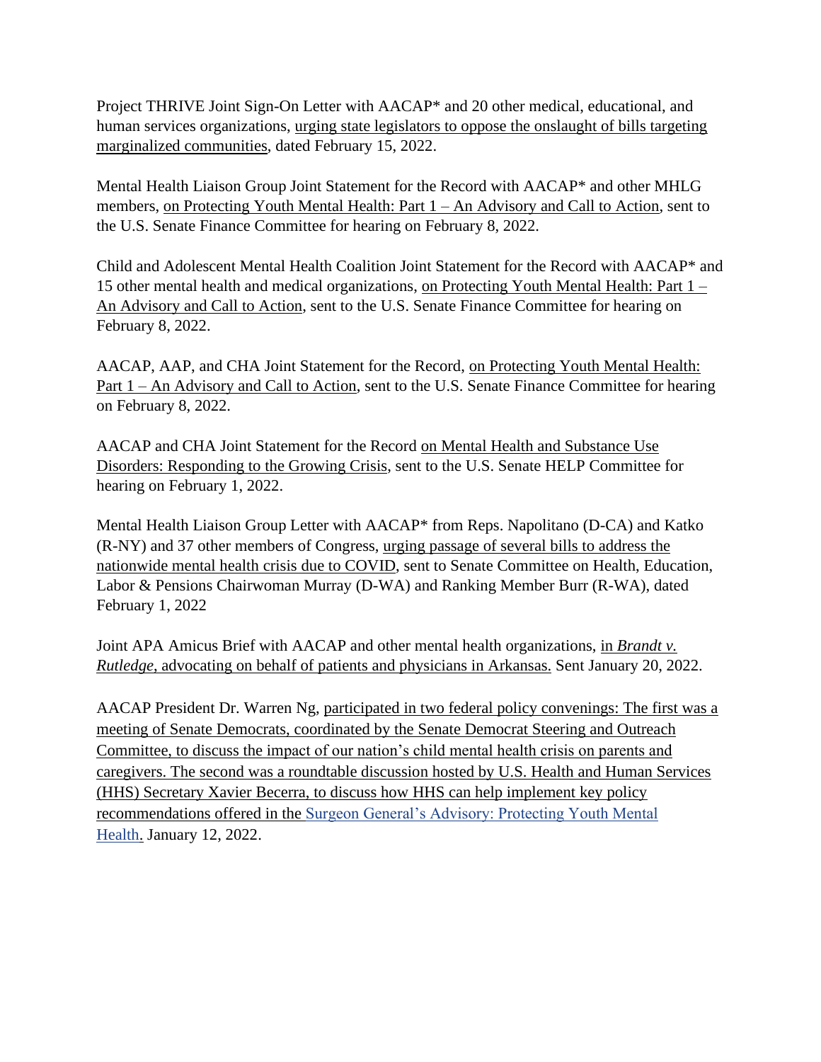Project THRIVE Joint Sign-On Letter with AACAP* and 20 other medical, educational, and human services organizations, urging state legislators to oppose the onslaught of bills targeting marginalized communities, dated February 15, 2022.

Mental Health Liaison Group Joint Statement for the Record with AACAP* and other MHLG members, on Protecting Youth Mental Health: Part 1 – An Advisory and Call to Action, sent to the U.S. Senate Finance Committee for hearing on February 8, 2022.

Child and Adolescent Mental Health Coalition Joint Statement for the Record with AACAP* and 15 other mental health and medical organizations, on Protecting Youth Mental Health: Part 1 – An Advisory and Call to Action, sent to the U.S. Senate Finance Committee for hearing on February 8, 2022.

AACAP, AAP, and CHA Joint Statement for the Record, on Protecting Youth Mental Health: Part 1 – An Advisory and Call to Action, sent to the U.S. Senate Finance Committee for hearing on February 8, 2022.

AACAP and CHA Joint Statement for the Record on Mental Health and Substance Use Disorders: Responding to the Growing Crisis, sent to the U.S. Senate HELP Committee for hearing on February 1, 2022.

Mental Health Liaison Group Letter with AACAP* from Reps. Napolitano (D-CA) and Katko (R-NY) and 37 other members of Congress, urging passage of several bills to address the nationwide mental health crisis due to COVID, sent to Senate Committee on Health, Education, Labor & Pensions Chairwoman Murray (D-WA) and Ranking Member Burr (R-WA), dated February 1, 2022

Joint APA Amicus Brief with AACAP and other mental health organizations, in *Brandt v. Rutledge*, advocating on behalf of patients and physicians in Arkansas. Sent January 20, 2022.

AACAP President Dr. Warren Ng, participated in two federal policy convenings: The first was a meeting of Senate Democrats, coordinated by the Senate Democrat Steering and Outreach Committee, to discuss the impact of our nation's child mental health crisis on parents and caregivers. The second was a roundtable discussion hosted by U.S. Health and Human Services (HHS) Secretary Xavier Becerra, to discuss how HHS can help implement key policy recommendations offered in the Surgeon General's Advisory: Protecting Youth Mental Health. January 12, 2022.